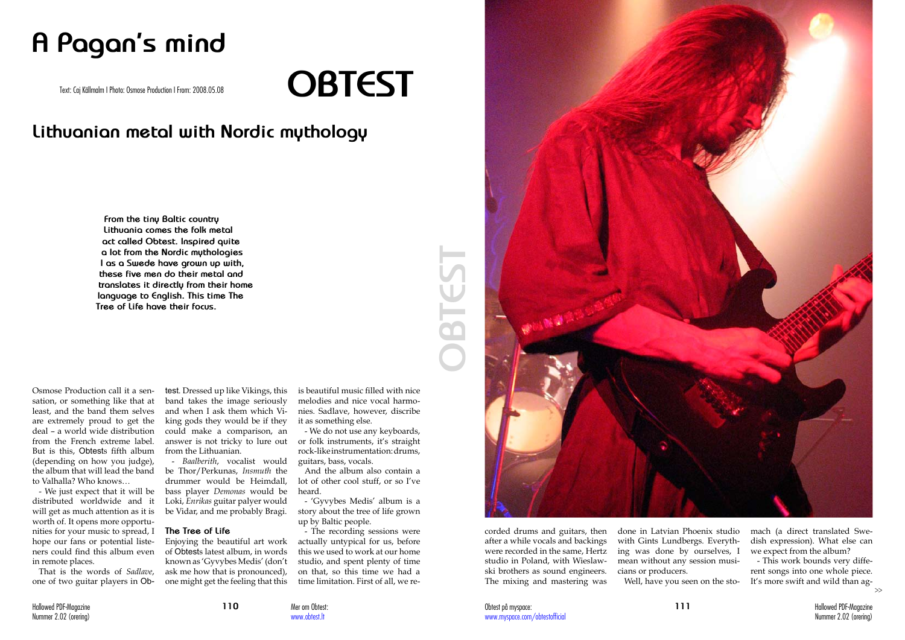# A Pagan's mind

Text: Caj Källmalm | Photo: Osmose Production | From: 2008.05.08

# OBTEST

## Lithuanian metal with Nordic mythology

**From the tiny Baltic country Lithuania comes the folk metal act called Obtest. Inspired quite a lot from the Nordic mythologies I as a Swede have grown up with, these five men do their metal and translates it directly from their home language to English. This time The Tree of Life have their focus.**

Osmose Production call it a sensation, or something like that at least, and the band them selves are extremely proud to get the deal – a world wide distribution from the French extreme label. But is this, Obtests fifth album (depending on how you judge), the album that will lead the band to Valhalla? Who knows…

- We just expect that it will be distributed worldwide and it will get as much attention as it is worth of. It opens more opportunities for your music to spread, I hope our fans or potential listeners could find this album even in remote places.

That is the words of *Sadlave*, one of two guitar players in Obtest. Dressed up like Vikings, this band takes the image seriously and when I ask them which Viking gods they would be if they could make a comparison, an answer is not tricky to lure out from the Lithuanian.

- *Baalberith*, vocalist would be Thor/Perkunas, *Insmuth* the drummer would be Heimdall, bass player *Demonas* would be Loki, *Enrikas* guitar palyer would be Vidar, and me probably Bragi.

### The Tree of Life

Enjoying the beautiful art work of Obtests latest album, in words known as 'Gyvybes Medis' (don't ask me how that is pronounced), one might get the feeling that this is beautiful music filled with nice melodies and nice vocal harmonies. Sadlave, however, discribe it as something else.

- We do not use any keyboards, or folk instruments, it's straight rock-like instrumentation: drums, guitars, bass, vocals.

And the album also contain a lot of other cool stuff, or so I've heard.

- 'Gyvybes Medis' album is a story about the tree of life grown up by Baltic people.

- The recording sessions were actually untypical for us, before this we used to work at our home studio, and spent plenty of time on that, so this time we had a time limitation. First of all, we recorded drums and guitars, then after a while vocals and backings were recorded in the same, Hertz studio in Poland, with Wieslawski brothers as sound engineers. The mixing and mastering was done in Latvian Phoenix studio with Gints Lundbergs. Everything was done by ourselves, I mean without any session musicians or producers.

Well, have you seen on the stomach (a direct translated Swedish expression). What else can we expect from the album?

- This work bounds very different songs into one whole piece. It's more swift and wild than ag- >>

Mer om Obtest: www.obtest.lt

Obtest på myspace: www.myspace.com/obtestofficial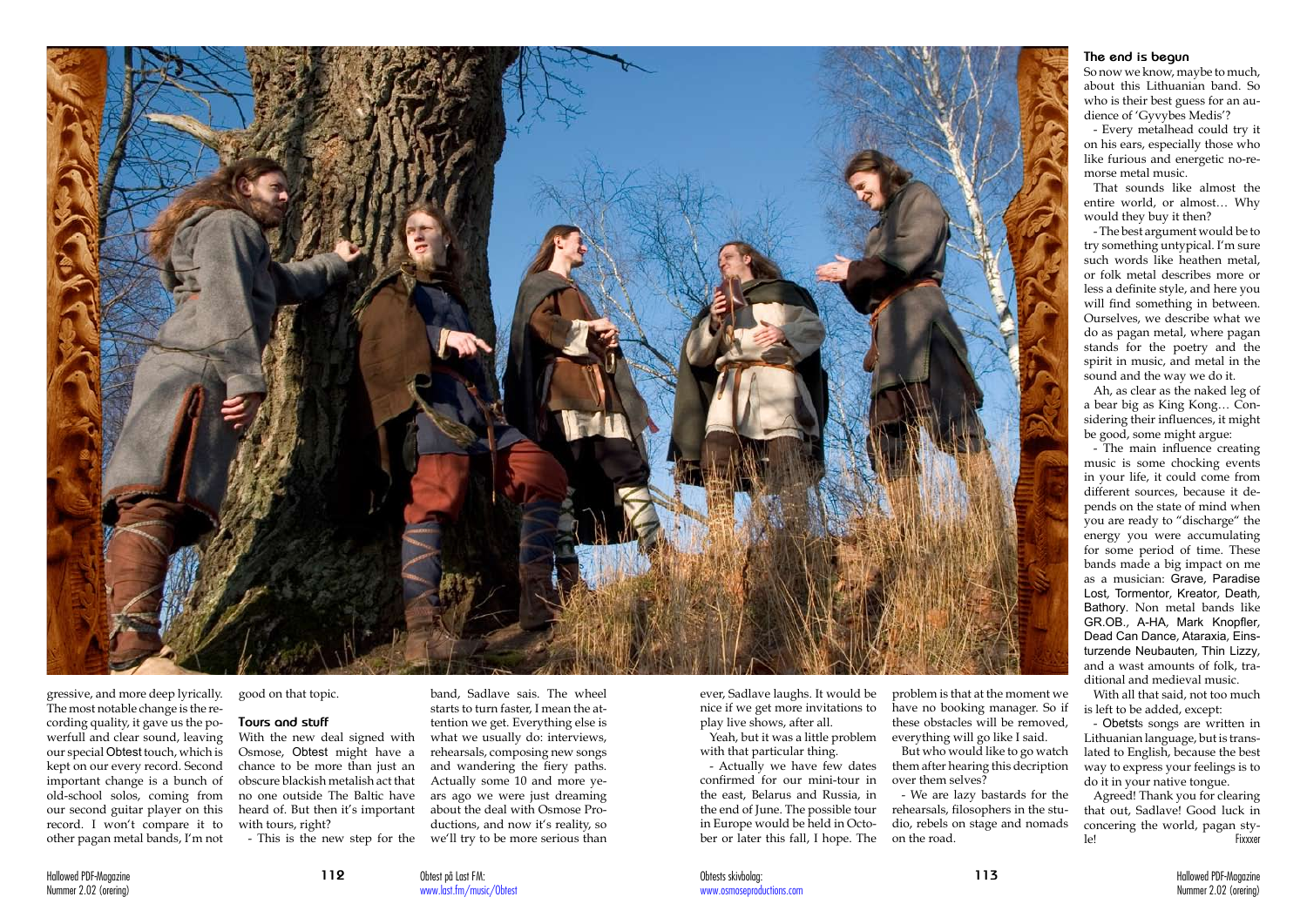gressive, and more deep lyrically. The most notable change is the recording quality, it gave us the powerfull and clear sound, leaving our special Obtest touch, which is kept on our every record. Second important change is a bunch of old-school solos, coming from our second guitar player on this record. I won't compare it to other pagan metal bands, I'm not good on that topic.

### Tours and stuff

With the new deal signed with Osmose, Obtest might have a chance to be more than just an obscure blackish metalish act that no one outside The Baltic have heard of. But then it's important with tours, right?

- This is the new step for the band, Sadlave sais. The wheel starts to turn faster, I mean the attention we get. Everything else is what we usually do: interviews, rehearsals, composing new songs and wandering the fiery paths. Actually some 10 and more years ago we were just dreaming about the deal with Osmose Productions, and now it's reality, so we'll try to be more serious than ever, Sadlave laughs. It would be nice if we get more invitations to play live shows, after all.

Yeah, but it was a little problem with that particular thing.

- Actually we have few dates confirmed for our mini-tour in the east, Belarus and Russia, in the end of June. The possible tour in Europe would be held in October or later this fall, I hope. The problem is that at the moment we have no booking manager. So if these obstacles will be removed, everything will go like I said.

But who would like to go watch them after hearing this decription over them selves?

- We are lazy bastards for the rehearsals, filosophers in the studio, rebels on stage and nomads on the road.

### The end is begun

So now we know, maybe to much, about this Lithuanian band. So who is their best guess for an audience of 'Gyvybes Medis'?

- Every metalhead could try it on his ears, especially those who like furious and energetic no-remorse metal music.

That sounds like almost the entire world, or almost… Why would they buy it then?

- The best argument would be to try something untypical. I'm sure such words like heathen metal, or folk metal describes more or less a definite style, and here you will find something in between. Ourselves, we describe what we do as pagan metal, where pagan stands for the poetry and the spirit in music, and metal in the sound and the way we do it.

Ah, as clear as the naked leg of a bear big as King Kong… Considering their influences, it might be good, some might argue:

- The main influence creating music is some chocking events in your life, it could come from different sources, because it depends on the state of mind when you are ready to "discharge" the energy you were accumulating for some period of time. These bands made a big impact on me as a musician: Grave, Paradise Lost, Tormentor, Kreator, Death, Bathory. Non metal bands like GR.OB., A-HA, Mark Knopfler, Dead Can Dance, Ataraxia, Einsturzende Neubauten, Thin Lizzy, and a wast amounts of folk, traditional and medieval music.

With all that said, not too much is left to be added, except:

- Obetsts songs are written in Lithuanian language, but is translated to English, because the best way to express your feelings is to do it in your native tongue.

Agreed! Thank you for clearing that out, Sadlave! Good luck in concering the world, pagan style!

Fixxxer

Obtest på Last FM:
www.last.fm/music/Obtest

Obtests skivbolag:
www.osmoseproductions.com